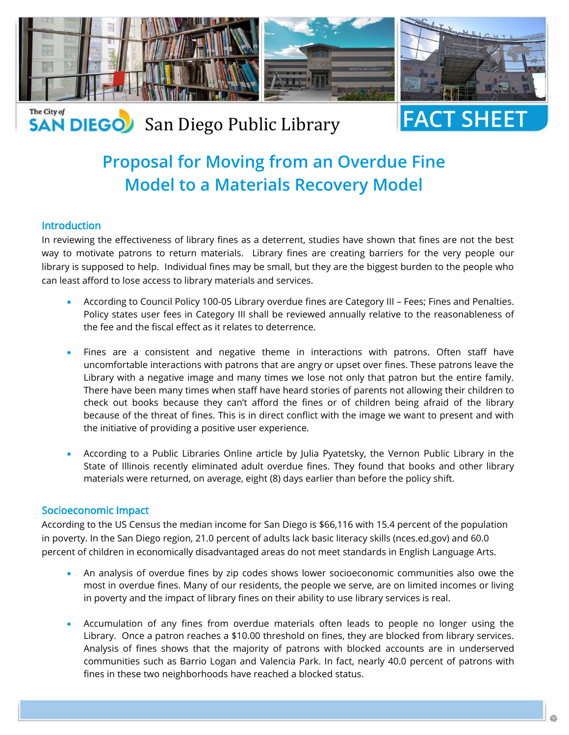The City of SAN DIEGO San Diego Public Library

FACT SHEET

# Proposal for Moving from an Overdue Fine Model to a Materials Recovery Model

## Introduction

In reviewing the effectiveness of library fines as a deterrent, studies have shown that fines are not the best way to motivate patrons to return materials. Library fines are creating barriers for the very people our library is supposed to help. Individual fines may be small, but they are the biggest burden to the people who can least afford to lose access to library materials and services.

- According to Council Policy 100-05 Library overdue fines are Category III – Fees; Fines and Penalties. Policy states user fees in Category III shall be reviewed annually relative to the reasonableness of the fee and the fiscal effect as it relates to deterrence.

- Fines are a consistent and negative theme in interactions with patrons. Often staff have uncomfortable interactions with patrons that are angry or upset over fines. These patrons leave the Library with a negative image and many times we lose not only that patron but the entire family. There have been many times when staff have heard stories of parents not allowing their children to check out books because they can't afford the fines or of children being afraid of the library because of the threat of fines. This is in direct conflict with the image we want to present and with the initiative of providing a positive user experience.

- According to a Public Libraries Online article by Julia Pyatetsky, the Vernon Public Library in the State of Illinois recently eliminated adult overdue fines. They found that books and other library materials were returned, on average, eight (8) days earlier than before the policy shift.

## Socioeconomic Impact

According to the US Census the median income for San Diego is $66,116 with 15.4 percent of the population in poverty. In the San Diego region, 21.0 percent of adults lack basic literacy skills (nces.ed.gov) and 60.0 percent of children in economically disadvantaged areas do not meet standards in English Language Arts.

- An analysis of overdue fines by zip codes shows lower socioeconomic communities also owe the most in overdue fines. Many of our residents, the people we serve, are on limited incomes or living in poverty and the impact of library fines on their ability to use library services is real.

- Accumulation of any fines from overdue materials often leads to people no longer using the Library. Once a patron reaches a $10.00 threshold on fines, they are blocked from library services. Analysis of fines shows that the majority of patrons with blocked accounts are in underserved communities such as Barrio Logan and Valencia Park. In fact, nearly 40.0 percent of patrons with fines in these two neighborhoods have reached a blocked status.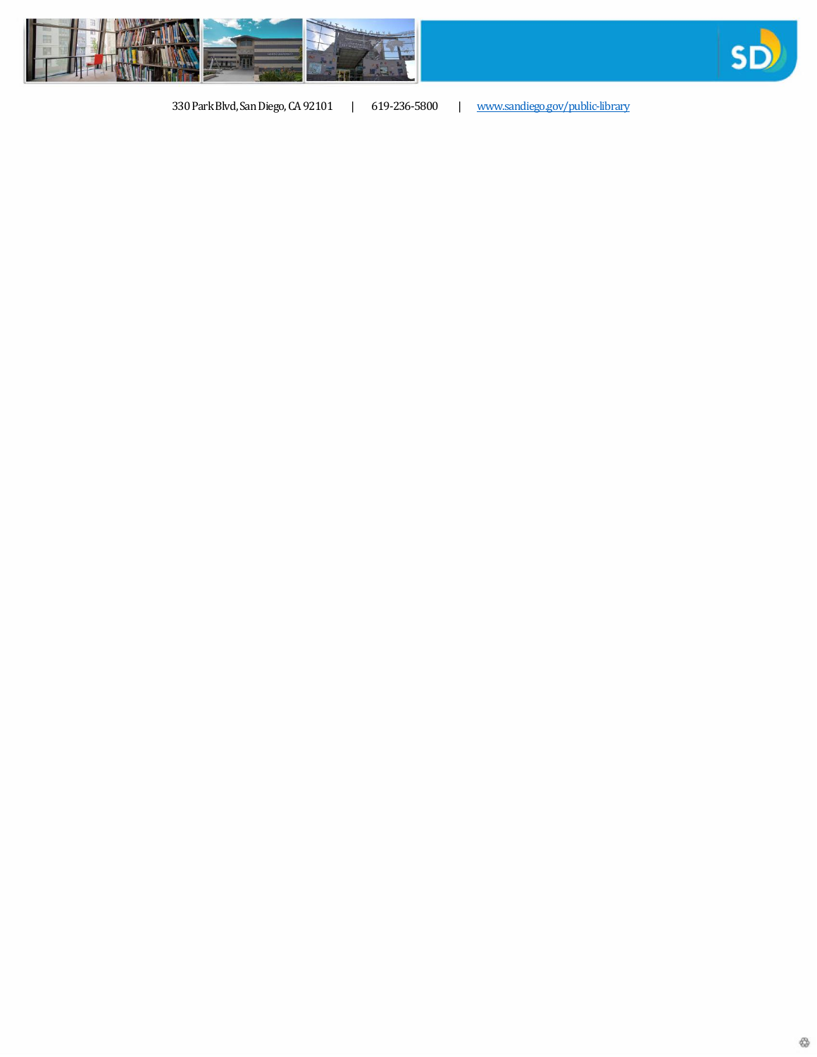330 Park Blvd, San Diego, CA 92101 | 619-236-5800 | [www.sandiego.gov/public-library](http://www.sandiego.gov/public-library)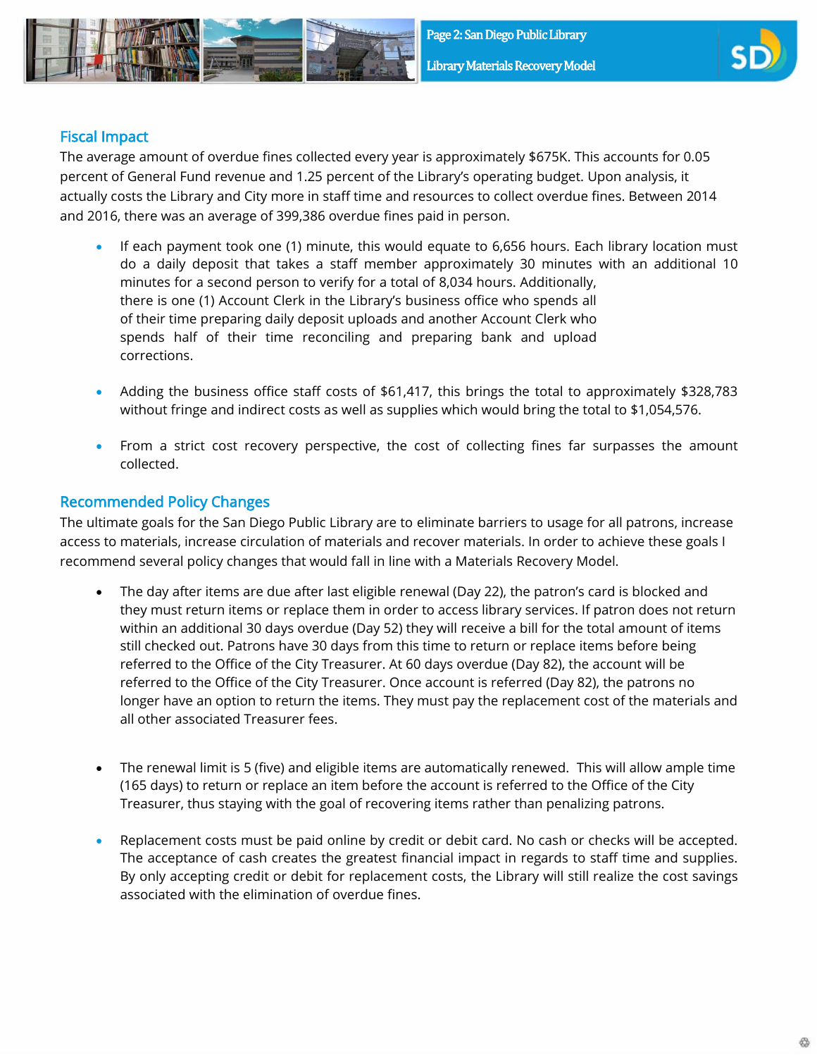## Fiscal Impact

The average amount of overdue fines collected every year is approximately $675K. This accounts for 0.05 percent of General Fund revenue and 1.25 percent of the Library's operating budget. Upon analysis, it actually costs the Library and City more in staff time and resources to collect overdue fines. Between 2014 and 2016, there was an average of 399,386 overdue fines paid in person.

- If each payment took one (1) minute, this would equate to 6,656 hours. Each library location must do a daily deposit that takes a staff member approximately 30 minutes with an additional 10 minutes for a second person to verify for a total of 8,034 hours. Additionally, there is one (1) Account Clerk in the Library's business office who spends all of their time preparing daily deposit uploads and another Account Clerk who spends half of their time reconciling and preparing bank and upload corrections.

- Adding the business office staff costs of $61,417, this brings the total to approximately $328,783 without fringe and indirect costs as well as supplies which would bring the total to $1,054,576.

- From a strict cost recovery perspective, the cost of collecting fines far surpasses the amount collected.

## Recommended Policy Changes

The ultimate goals for the San Diego Public Library are to eliminate barriers to usage for all patrons, increase access to materials, increase circulation of materials and recover materials. In order to achieve these goals I recommend several policy changes that would fall in line with a Materials Recovery Model.

- The day after items are due after last eligible renewal (Day 22), the patron's card is blocked and they must return items or replace them in order to access library services. If patron does not return within an additional 30 days overdue (Day 52) they will receive a bill for the total amount of items still checked out. Patrons have 30 days from this time to return or replace items before being referred to the Office of the City Treasurer. At 60 days overdue (Day 82), the account will be referred to the Office of the City Treasurer. Once account is referred (Day 82), the patrons no longer have an option to return the items. They must pay the replacement cost of the materials and all other associated Treasurer fees.

- The renewal limit is 5 (five) and eligible items are automatically renewed. This will allow ample time (165 days) to return or replace an item before the account is referred to the Office of the City Treasurer, thus staying with the goal of recovering items rather than penalizing patrons.

- Replacement costs must be paid online by credit or debit card. No cash or checks will be accepted. The acceptance of cash creates the greatest financial impact in regards to staff time and supplies. By only accepting credit or debit for replacement costs, the Library will still realize the cost savings associated with the elimination of overdue fines.